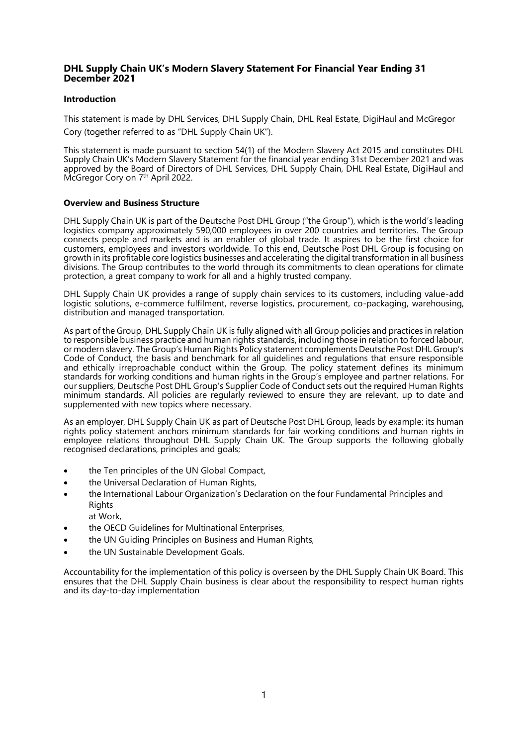# DHL Supply Chain UK's Modern Slavery Statement For Financial Year Ending 31 December 2021

**Introduction**

This statement is made by DHL Services, DHL Supply Chain, DHL Real Estate, DigiHaul and McGregor Cory (together referred to as "DHL Supply Chain UK").

This statement is made pursuant to section 54(1) of the Modern Slavery Act 2015 and constitutes DHL Supply Chain UK's Modern Slavery Statement for the financial year ending 31st December 2021 and was approved by the Board of Directors of DHL Services, DHL Supply Chain, DHL Real Estate, DigiHaul and McGregor Cory on 7th April 2022.

**Overview and Business Structure**

DHL Supply Chain UK is part of the Deutsche Post DHL Group ("the Group"), which is the world's leading logistics company approximately 590,000 employees in over 200 countries and territories. The Group connects people and markets and is an enabler of global trade. It aspires to be the first choice for customers, employees and investors worldwide. To this end, Deutsche Post DHL Group is focusing on growth in its profitable core logistics businesses and accelerating the digital transformation in all business divisions. The Group contributes to the world through its commitments to clean operations for climate protection, a great company to work for all and a highly trusted company.

DHL Supply Chain UK provides a range of supply chain services to its customers, including value-add logistic solutions, e-commerce fulfilment, reverse logistics, procurement, co-packaging, warehousing, distribution and managed transportation.

As part of the Group, DHL Supply Chain UK is fully aligned with all Group policies and practices in relation to responsible business practice and human rights standards, including those in relation to forced labour, or modern slavery. The Group's Human Rights Policy statement complements Deutsche Post DHL Group's Code of Conduct, the basis and benchmark for all guidelines and regulations that ensure responsible and ethically irreproachable conduct within the Group. The policy statement defines its minimum standards for working conditions and human rights in the Group's employee and partner relations. For our suppliers, Deutsche Post DHL Group's Supplier Code of Conduct sets out the required Human Rights minimum standards. All policies are regularly reviewed to ensure they are relevant, up to date and supplemented with new topics where necessary.

As an employer, DHL Supply Chain UK as part of Deutsche Post DHL Group, leads by example: its human rights policy statement anchors minimum standards for fair working conditions and human rights in employee relations throughout DHL Supply Chain UK. The Group supports the following globally recognised declarations, principles and goals;

- the Ten principles of the UN Global Compact,
- the Universal Declaration of Human Rights,
- the International Labour Organization's Declaration on the four Fundamental Principles and Rights at Work,
- the OECD Guidelines for Multinational Enterprises,
- the UN Guiding Principles on Business and Human Rights,
- the UN Sustainable Development Goals.

Accountability for the implementation of this policy is overseen by the DHL Supply Chain UK Board. This ensures that the DHL Supply Chain business is clear about the responsibility to respect human rights and its day-to-day implementation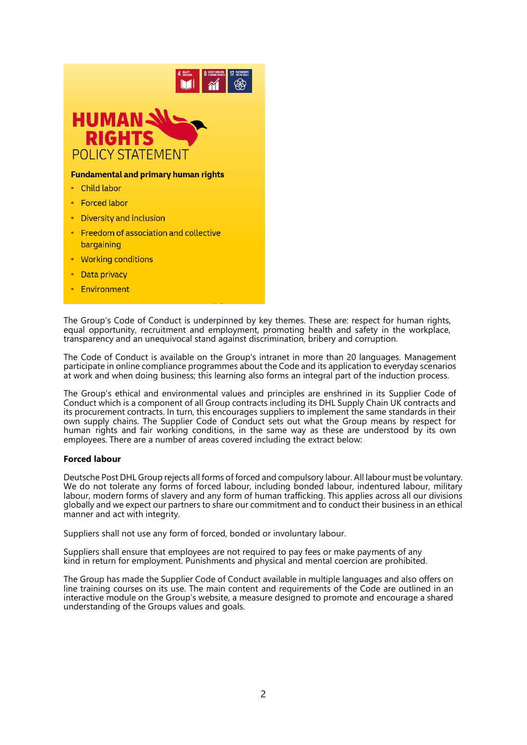# HUMAN RIGHTS
## POLICY STATEMENT

**Fundamental and primary human rights**

- Child labor
- Forced labor
- Diversity and inclusion
- Freedom of association and collective bargaining
- Working conditions
- Data privacy
- Environment

The Group's Code of Conduct is underpinned by key themes. These are: respect for human rights, equal opportunity, recruitment and employment, promoting health and safety in the workplace, transparency and an unequivocal stand against discrimination, bribery and corruption.

The Code of Conduct is available on the Group's intranet in more than 20 languages. Management participate in online compliance programmes about the Code and its application to everyday scenarios at work and when doing business; this learning also forms an integral part of the induction process.

The Group's ethical and environmental values and principles are enshrined in its Supplier Code of Conduct which is a component of all Group contracts including its DHL Supply Chain UK contracts and its procurement contracts. In turn, this encourages suppliers to implement the same standards in their own supply chains. The Supplier Code of Conduct sets out what the Group means by respect for human rights and fair working conditions, in the same way as these are understood by its own employees. There are a number of areas covered including the extract below:

**Forced labour**

Deutsche Post DHL Group rejects all forms of forced and compulsory labour. All labour must be voluntary. We do not tolerate any forms of forced labour, including bonded labour, indentured labour, military labour, modern forms of slavery and any form of human trafficking. This applies across all our divisions globally and we expect our partners to share our commitment and to conduct their business in an ethical manner and act with integrity.

Suppliers shall not use any form of forced, bonded or involuntary labour.

Suppliers shall ensure that employees are not required to pay fees or make payments of any kind in return for employment. Punishments and physical and mental coercion are prohibited.

The Group has made the Supplier Code of Conduct available in multiple languages and also offers on line training courses on its use. The main content and requirements of the Code are outlined in an interactive module on the Group's website, a measure designed to promote and encourage a shared understanding of the Groups values and goals.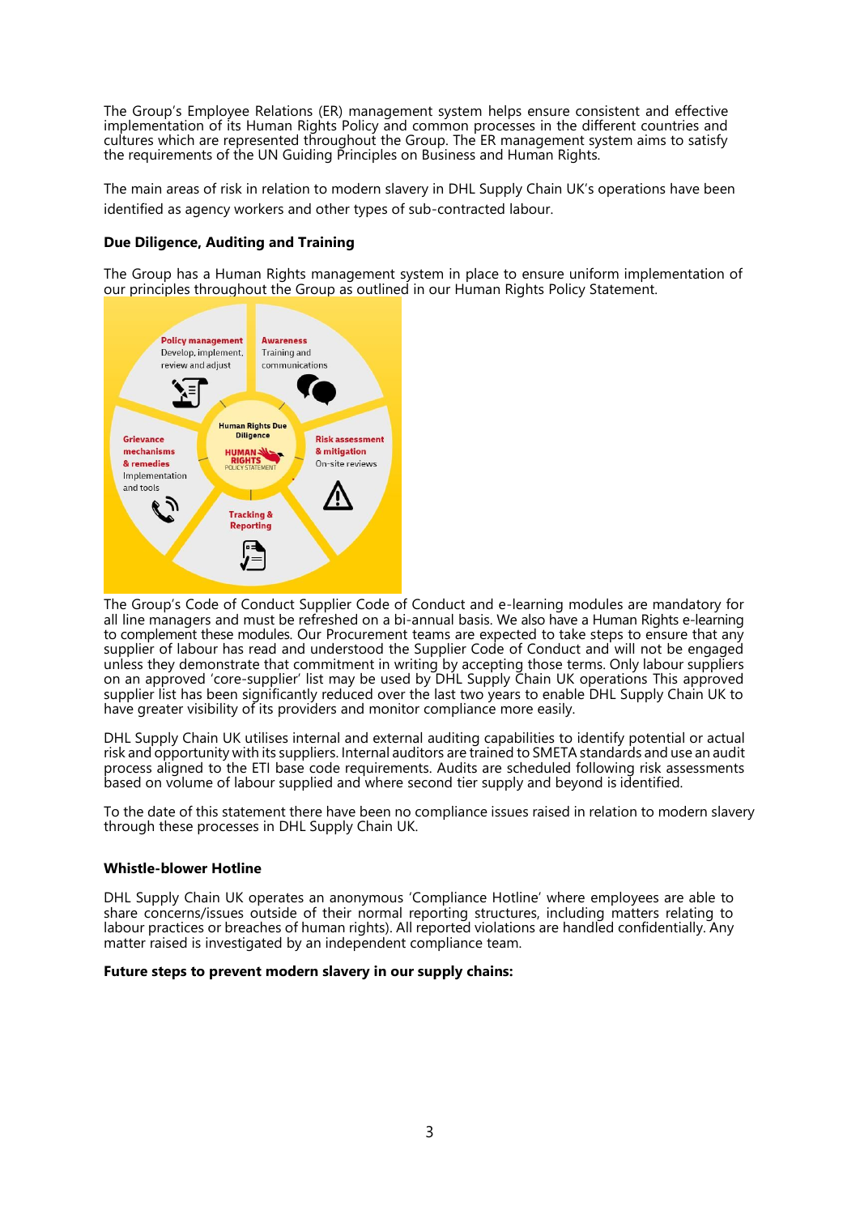The Group's Employee Relations (ER) management system helps ensure consistent and effective implementation of its Human Rights Policy and common processes in the different countries and cultures which are represented throughout the Group. The ER management system aims to satisfy the requirements of the UN Guiding Principles on Business and Human Rights.

The main areas of risk in relation to modern slavery in DHL Supply Chain UK's operations have been identified as agency workers and other types of sub-contracted labour.

**Due Diligence, Auditing and Training**

The Group has a Human Rights management system in place to ensure uniform implementation of our principles throughout the Group as outlined in our Human Rights Policy Statement.

Policy management
Develop, implement, review and adjust

Awareness
Training and communications

Human Rights Due Diligence

HUMAN RIGHTS POLICY STATEMENT

Grievance mechanisms & remedies
Implementation and tools

Risk assessment & mitigation
On-site reviews

Tracking & Reporting

The Group's Code of Conduct Supplier Code of Conduct and e-learning modules are mandatory for all line managers and must be refreshed on a bi-annual basis. We also have a Human Rights e-learning to complement these modules. Our Procurement teams are expected to take steps to ensure that any supplier of labour has read and understood the Supplier Code of Conduct and will not be engaged unless they demonstrate that commitment in writing by accepting those terms. Only labour suppliers on an approved 'core-supplier' list may be used by DHL Supply Chain UK operations This approved supplier list has been significantly reduced over the last two years to enable DHL Supply Chain UK to have greater visibility of its providers and monitor compliance more easily.

DHL Supply Chain UK utilises internal and external auditing capabilities to identify potential or actual risk and opportunity with its suppliers. Internal auditors are trained to SMETA standards and use an audit process aligned to the ETI base code requirements. Audits are scheduled following risk assessments based on volume of labour supplied and where second tier supply and beyond is identified.

To the date of this statement there have been no compliance issues raised in relation to modern slavery through these processes in DHL Supply Chain UK.

**Whistle-blower Hotline**

DHL Supply Chain UK operates an anonymous 'Compliance Hotline' where employees are able to share concerns/issues outside of their normal reporting structures, including matters relating to labour practices or breaches of human rights). All reported violations are handled confidentially. Any matter raised is investigated by an independent compliance team.

**Future steps to prevent modern slavery in our supply chains:**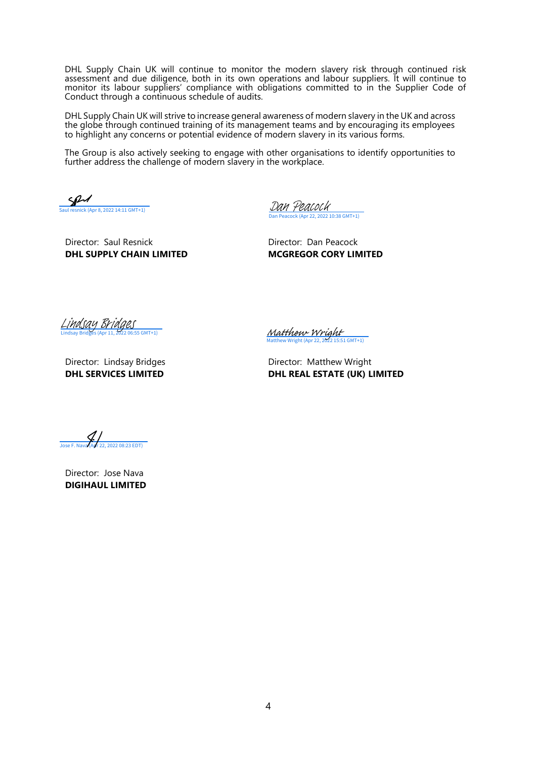DHL Supply Chain UK will continue to monitor the modern slavery risk through continued risk assessment and due diligence, both in its own operations and labour suppliers. It will continue to monitor its labour suppliers' compliance with obligations committed to in the Supplier Code of Conduct through a continuous schedule of audits.

DHL Supply Chain UK will strive to increase general awareness of modern slavery in the UK and across the globe through continued training of its management teams and by encouraging its employees to highlight any concerns or potential evidence of modern slavery in its various forms.

The Group is also actively seeking to engage with other organisations to identify opportunities to further address the challenge of modern slavery in the workplace.

Saul resnick (Apr 8, 2022 14:11 GMT+1)

Director: Saul Resnick
**DHL SUPPLY CHAIN LIMITED**

Dan Peacock
Dan Peacock (Apr 22, 2022 10:38 GMT+1)

Director: Dan Peacock
**MCGREGOR CORY LIMITED**

Lindsay Bridges
Lindsay Bridges (Apr 11, 2022 06:55 GMT+1)

Director: Lindsay Bridges
**DHL SERVICES LIMITED**

Matthew Wright
Matthew Wright (Apr 22, 2022 15:51 GMT+1)

Director: Matthew Wright
**DHL REAL ESTATE (UK) LIMITED**

Jose F. Nava (Apr 22, 2022 08:23 EDT)

Director: Jose Nava
**DIGIHAUL LIMITED**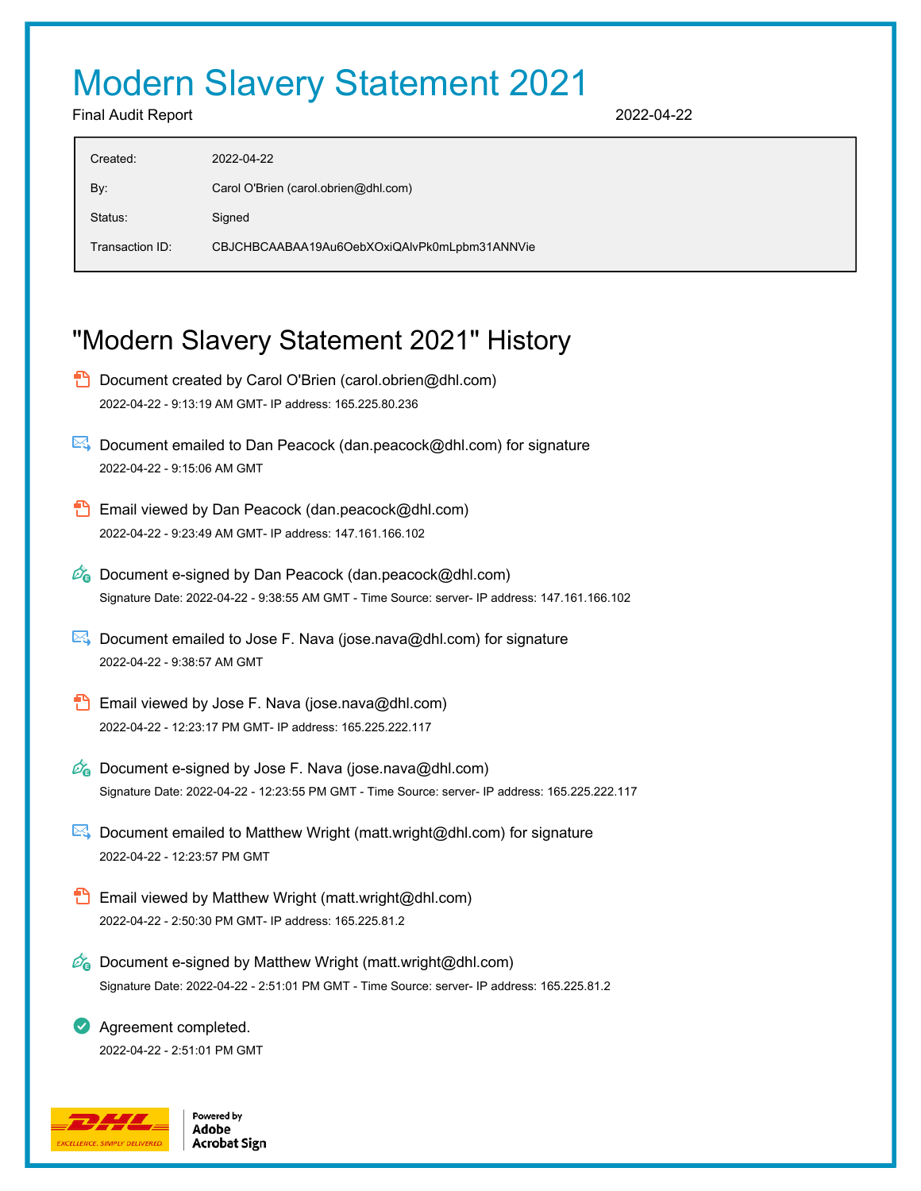# Modern Slavery Statement 2021

Final Audit Report 2022-04-22

| | |
|---|---|
| Created: | 2022-04-22 |
| By: | Carol O'Brien (carol.obrien@dhl.com) |
| Status: | Signed |
| Transaction ID: | CBJCHBCAABAA19Au6OebXOxiQAlvPk0mLpbm31ANNVie |

## "Modern Slavery Statement 2021" History

Document created by Carol O'Brien (carol.obrien@dhl.com)
2022-04-22 - 9:13:19 AM GMT- IP address: 165.225.80.236

Document emailed to Dan Peacock (dan.peacock@dhl.com) for signature
2022-04-22 - 9:15:06 AM GMT

Email viewed by Dan Peacock (dan.peacock@dhl.com)
2022-04-22 - 9:23:49 AM GMT- IP address: 147.161.166.102

Document e-signed by Dan Peacock (dan.peacock@dhl.com)
Signature Date: 2022-04-22 - 9:38:55 AM GMT - Time Source: server- IP address: 147.161.166.102

Document emailed to Jose F. Nava (jose.nava@dhl.com) for signature
2022-04-22 - 9:38:57 AM GMT

Email viewed by Jose F. Nava (jose.nava@dhl.com)
2022-04-22 - 12:23:17 PM GMT- IP address: 165.225.222.117

Document e-signed by Jose F. Nava (jose.nava@dhl.com)
Signature Date: 2022-04-22 - 12:23:55 PM GMT - Time Source: server- IP address: 165.225.222.117

Document emailed to Matthew Wright (matt.wright@dhl.com) for signature
2022-04-22 - 12:23:57 PM GMT

Email viewed by Matthew Wright (matt.wright@dhl.com)
2022-04-22 - 2:50:30 PM GMT- IP address: 165.225.81.2

Document e-signed by Matthew Wright (matt.wright@dhl.com)
Signature Date: 2022-04-22 - 2:51:01 PM GMT - Time Source: server- IP address: 165.225.81.2

Agreement completed.
2022-04-22 - 2:51:01 PM GMT

DHL EXCELLENCE. SIMPLY DELIVERED.

Powered by Adobe Acrobat Sign